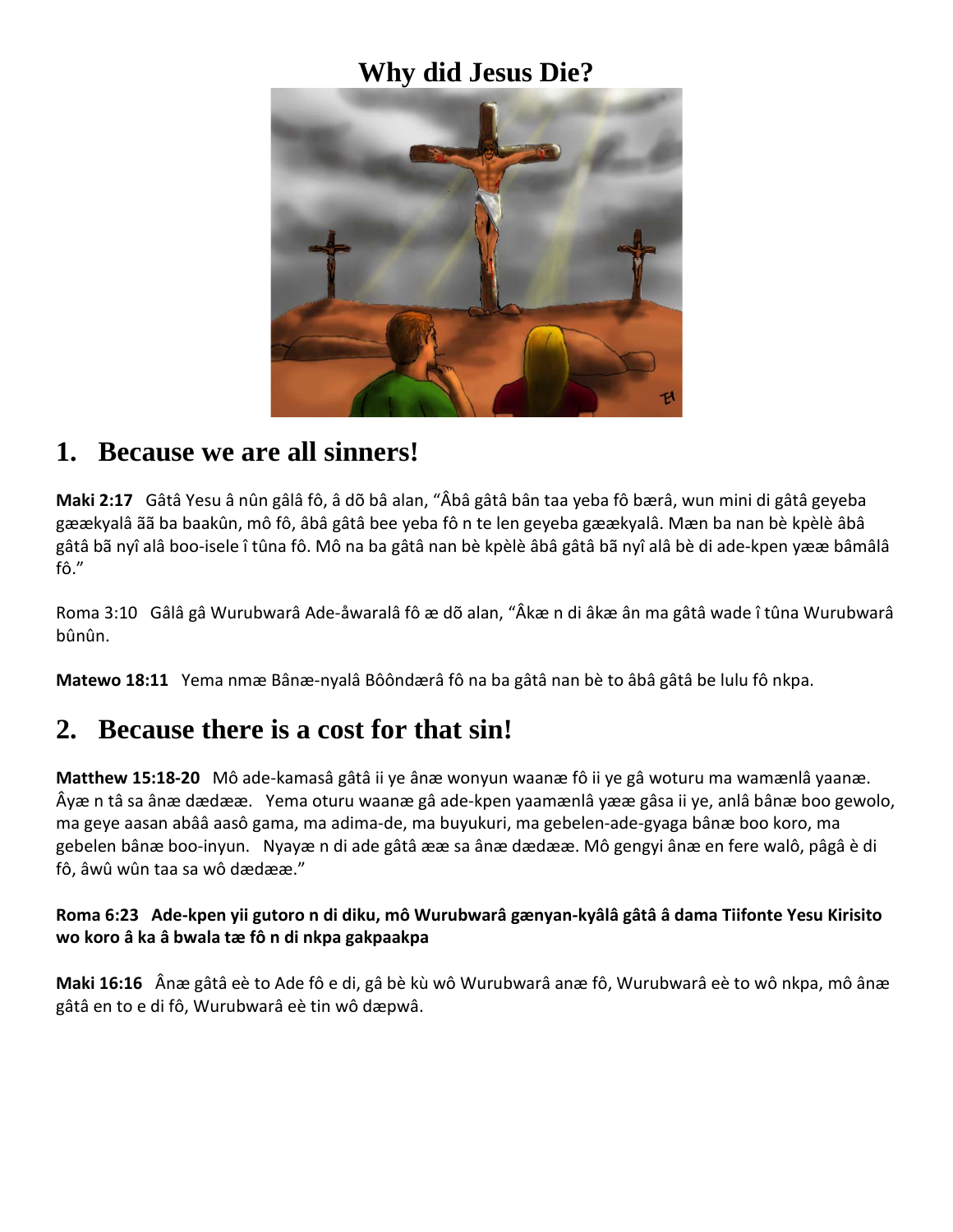# Why did Jesus Die?

## 1. Because we are all sinners!

**Maki 2:17** Gâtâ Yesu â nûn gâlâ fô, â dõ bâ alan, "Âbâ gâtâ bân taa yeba fô bærâ, wun mini di gâtâ geyeba gæækyalâ ãã ba baakûn, mô fô, âbâ gâtâ bee yeba fô n te len geyeba gæækyalâ. Mæn ba nan bè kpèlè âbâ gâtâ bã nyî alâ boo-isele î tûna fô. Mô na ba gâtâ nan bè kpèlè âbâ gâtâ bã nyî alâ bè di ade-kpen yææ bâmâlâ fô."

Roma 3:10 Gâlâ gâ Wurubwarâ Ade-åwaralâ fô æ dõ alan, "Âkæ n di âkæ ân ma gâtâ wade î tûna Wurubwarâ bûnûn.

**Matewo 18:11** Yema nmæ Bânæ-nyalâ Bôôndærâ fô na ba gâtâ nan bè to âbâ gâtâ be lulu fô nkpa.

## 2. Because there is a cost for that sin!

**Matthew 15:18-20** Mô ade-kamasâ gâtâ ii ye ânæ wonyun waanæ fô ii ye gâ woturu ma wamænlâ yaanæ. Âyæ n tâ sa ânæ dædææ. Yema oturu waanæ gâ ade-kpen yaamænlâ yææ gâsa ii ye, anlâ bânæ boo gewolo, ma geye aasan abââ aasô gama, ma adima-de, ma buyukuri, ma gebelen-ade-gyaga bânæ boo koro, ma gebelen bânæ boo-inyun. Nyayæ n di ade gâtâ ææ sa ânæ dædææ. Mô gengyi ânæ en fere walô, pâgâ è di fô, âwû wûn taa sa wô dædææ."

**Roma 6:23 Ade-kpen yii gutoro n di diku, mô Wurubwarâ gænyan-kyâlâ gâtâ â dama Tiifonte Yesu Kirisito wo koro â ka â bwala tæ fô n di nkpa gakpaakpa**

**Maki 16:16** Ânæ gâtâ eè to Ade fô e di, gâ bè kù wô Wurubwarâ anæ fô, Wurubwarâ eè to wô nkpa, mô ânæ gâtâ en to e di fô, Wurubwarâ eè tin wô dæpwâ.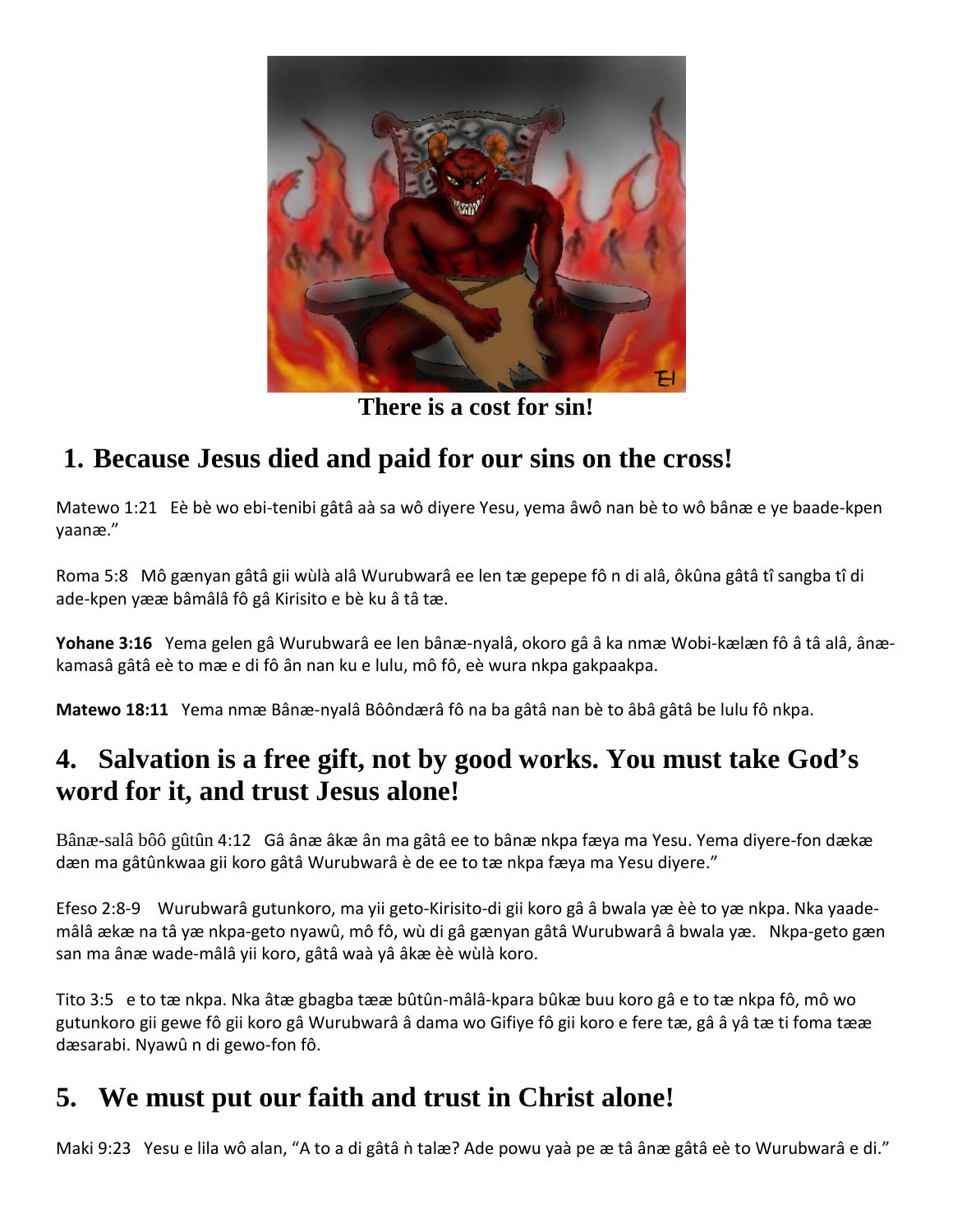There is a cost for sin!

## 1. Because Jesus died and paid for our sins on the cross!

Matewo 1:21 Eè bè wo ebi-tenibi gâtâ aà sa wô diyere Yesu, yema âwô nan bè to wô bânæ e ye baade-kpen yaanæ."

Roma 5:8 Mô gænyan gâtâ gii wùlà alâ Wurubwarâ ee len tæ gepepe fô n di alâ, ôkûna gâtâ tî sangba tî di ade-kpen yææ bâmâlâ fô gâ Kirisito e bè ku â tâ tæ.

**Yohane 3:16** Yema gelen gâ Wurubwarâ ee len bânæ-nyalâ, okoro gâ â ka nmæ Wobi-kælæn fô â tâ alâ, ânæ-kamasâ gâtâ eè to mæ e di fô ân nan ku e lulu, mô fô, eè wura nkpa gakpaakpa.

**Matewo 18:11** Yema nmæ Bânæ-nyalâ Bôôndærâ fô na ba gâtâ nan bè to âbâ gâtâ be lulu fô nkpa.

## 4. Salvation is a free gift, not by good works. You must take God's word for it, and trust Jesus alone!

Bânæ-salâ bôô gûtûn 4:12 Gâ ânæ âkæ ân ma gâtâ ee to bânæ nkpa fæya ma Yesu. Yema diyere-fon dækæ dæn ma gâtûnkwaa gii koro gâtâ Wurubwarâ è de ee to tæ nkpa fæya ma Yesu diyere."

Efeso 2:8-9 Wurubwarâ gutunkoro, ma yii geto-Kirisito-di gii koro gâ â bwala yæ èè to yæ nkpa. Nka yaade-mâlâ ækæ na tâ yæ nkpa-geto nyawû, mô fô, wù di gâ gænyan gâtâ Wurubwarâ â bwala yæ. Nkpa-geto gæn san ma ânæ wade-mâlâ yii koro, gâtâ waà yâ âkæ èè wùlà koro.

Tito 3:5 e to tæ nkpa. Nka âtæ gbagba tææ bûtûn-mâlâ-kpara bûkæ buu koro gâ e to tæ nkpa fô, mô wo gutunkoro gii gewe fô gii koro gâ Wurubwarâ â dama wo Gifiye fô gii koro e fere tæ, gâ â yâ tæ ti foma tææ dæsarabi. Nyawû n di gewo-fon fô.

## 5. We must put our faith and trust in Christ alone!

Maki 9:23 Yesu e lila wô alan, "A to a di gâtâ ǹ talæ? Ade powu yaà pe æ tâ ânæ gâtâ eè to Wurubwarâ e di."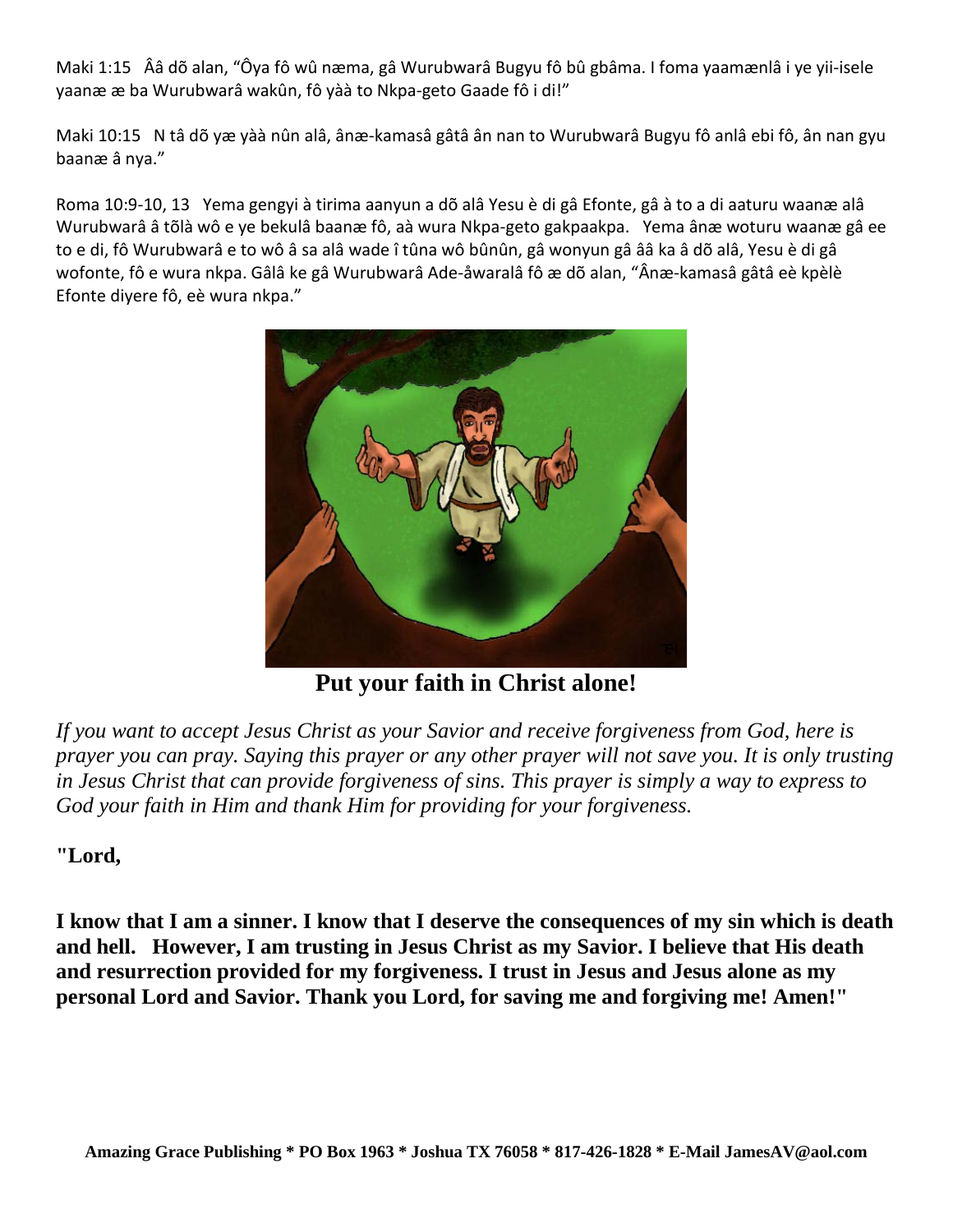Maki 1:15 Ââ dõ alan, "Ôya fô wû næma, gâ Wurubwarâ Bugyu fô bû gbâma. I foma yaamænlâ i ye yii-isele yaanæ æ ba Wurubwarâ wakûn, fô yàà to Nkpa-geto Gaade fô i di!"

Maki 10:15 N tâ dõ yæ yàà nûn alâ, ânæ-kamasâ gâtâ ân nan to Wurubwarâ Bugyu fô anlâ ebi fô, ân nan gyu baanæ â nya."

Roma 10:9-10, 13 Yema gengyi à tirima aanyun a dõ alâ Yesu è di gâ Efonte, gâ à to a di aaturu waanæ alâ Wurubwarâ â tõlà wô e ye bekulâ baanæ fô, aà wura Nkpa-geto gakpaakpa. Yema ânæ woturu waanæ gâ ee to e di, fô Wurubwarâ e to wô â sa alâ wade î tûna wô bûnûn, gâ wonyun gâ ââ ka â dõ alâ, Yesu è di gâ wofonte, fô e wura nkpa. Gâlâ ke gâ Wurubwarâ Ade-åwaralâ fô æ dõ alan, "Ânæ-kamasâ gâtâ eè kpèlè Efonte diyere fô, eè wura nkpa."

**Put your faith in Christ alone!**

*If you want to accept Jesus Christ as your Savior and receive forgiveness from God, here is prayer you can pray. Saying this prayer or any other prayer will not save you. It is only trusting in Jesus Christ that can provide forgiveness of sins. This prayer is simply a way to express to God your faith in Him and thank Him for providing for your forgiveness.*

**"Lord,**

**I know that I am a sinner. I know that I deserve the consequences of my sin which is death and hell. However, I am trusting in Jesus Christ as my Savior. I believe that His death and resurrection provided for my forgiveness. I trust in Jesus and Jesus alone as my personal Lord and Savior. Thank you Lord, for saving me and forgiving me! Amen!"**

**Amazing Grace Publishing * PO Box 1963 * Joshua TX 76058 * 817-426-1828 * E-Mail JamesAV@aol.com**